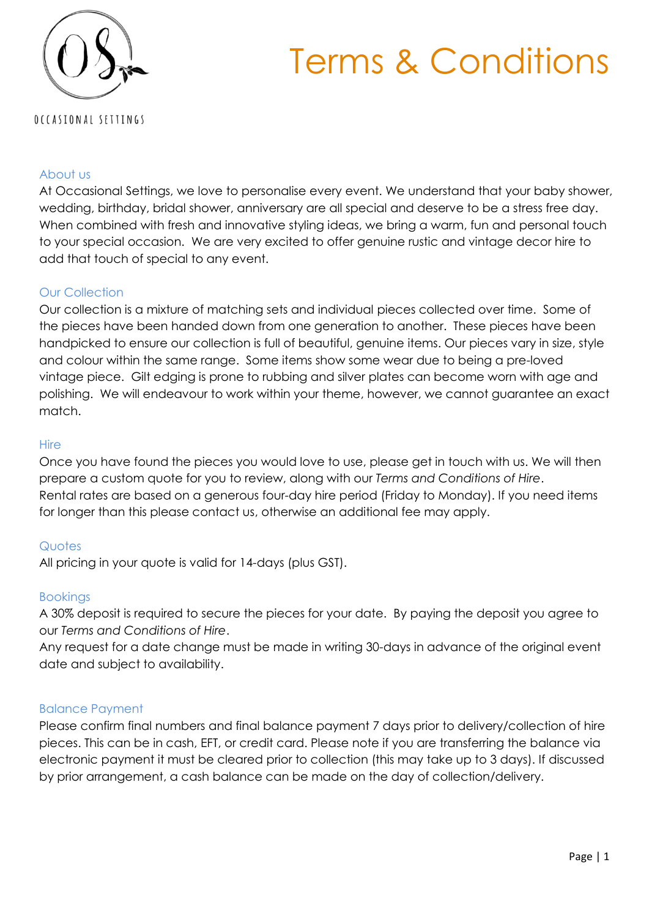OCCASIONAL SETTINGS

# Terms & Conditions

## About us

At Occasional Settings, we love to personalise every event. We understand that your baby shower, wedding, birthday, bridal shower, anniversary are all special and deserve to be a stress free day. When combined with fresh and innovative styling ideas, we bring a warm, fun and personal touch to your special occasion. We are very excited to offer genuine rustic and vintage decor hire to add that touch of special to any event.

## Our Collection

Our collection is a mixture of matching sets and individual pieces collected over time. Some of the pieces have been handed down from one generation to another. These pieces have been handpicked to ensure our collection is full of beautiful, genuine items. Our pieces vary in size, style and colour within the same range. Some items show some wear due to being a pre-loved vintage piece. Gilt edging is prone to rubbing and silver plates can become worn with age and polishing. We will endeavour to work within your theme, however, we cannot guarantee an exact match.

## Hire

Once you have found the pieces you would love to use, please get in touch with us. We will then prepare a custom quote for you to review, along with our *Terms and Conditions of Hire*.
Rental rates are based on a generous four-day hire period (Friday to Monday). If you need items for longer than this please contact us, otherwise an additional fee may apply.

## Quotes

All pricing in your quote is valid for 14-days (plus GST).

## Bookings

A 30% deposit is required to secure the pieces for your date. By paying the deposit you agree to our *Terms and Conditions of Hire*.
Any request for a date change must be made in writing 30-days in advance of the original event date and subject to availability.

## Balance Payment

Please confirm final numbers and final balance payment 7 days prior to delivery/collection of hire pieces. This can be in cash, EFT, or credit card. Please note if you are transferring the balance via electronic payment it must be cleared prior to collection (this may take up to 3 days). If discussed by prior arrangement, a cash balance can be made on the day of collection/delivery.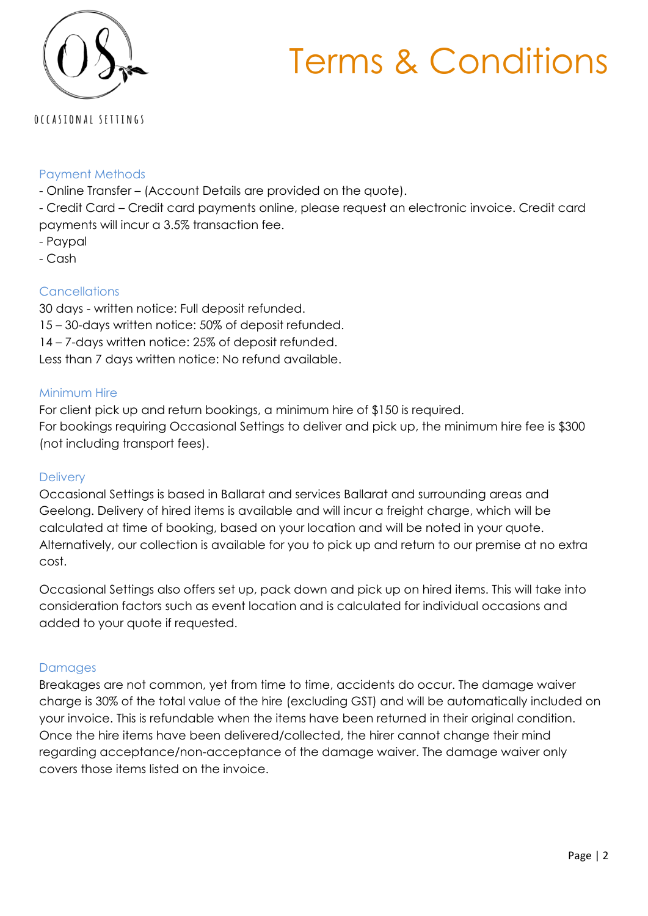OCCASIONAL SETTINGS

# Terms & Conditions

## Payment Methods

- Online Transfer – (Account Details are provided on the quote).
- Credit Card – Credit card payments online, please request an electronic invoice. Credit card payments will incur a 3.5% transaction fee.
- Paypal
- Cash

## Cancellations

30 days - written notice: Full deposit refunded.
15 – 30-days written notice: 50% of deposit refunded.
14 – 7-days written notice: 25% of deposit refunded.
Less than 7 days written notice: No refund available.

## Minimum Hire

For client pick up and return bookings, a minimum hire of $150 is required.
For bookings requiring Occasional Settings to deliver and pick up, the minimum hire fee is $300 (not including transport fees).

## Delivery

Occasional Settings is based in Ballarat and services Ballarat and surrounding areas and Geelong. Delivery of hired items is available and will incur a freight charge, which will be calculated at time of booking, based on your location and will be noted in your quote. Alternatively, our collection is available for you to pick up and return to our premise at no extra cost.

Occasional Settings also offers set up, pack down and pick up on hired items. This will take into consideration factors such as event location and is calculated for individual occasions and added to your quote if requested.

## Damages

Breakages are not common, yet from time to time, accidents do occur. The damage waiver charge is 30% of the total value of the hire (excluding GST) and will be automatically included on your invoice. This is refundable when the items have been returned in their original condition. Once the hire items have been delivered/collected, the hirer cannot change their mind regarding acceptance/non-acceptance of the damage waiver. The damage waiver only covers those items listed on the invoice.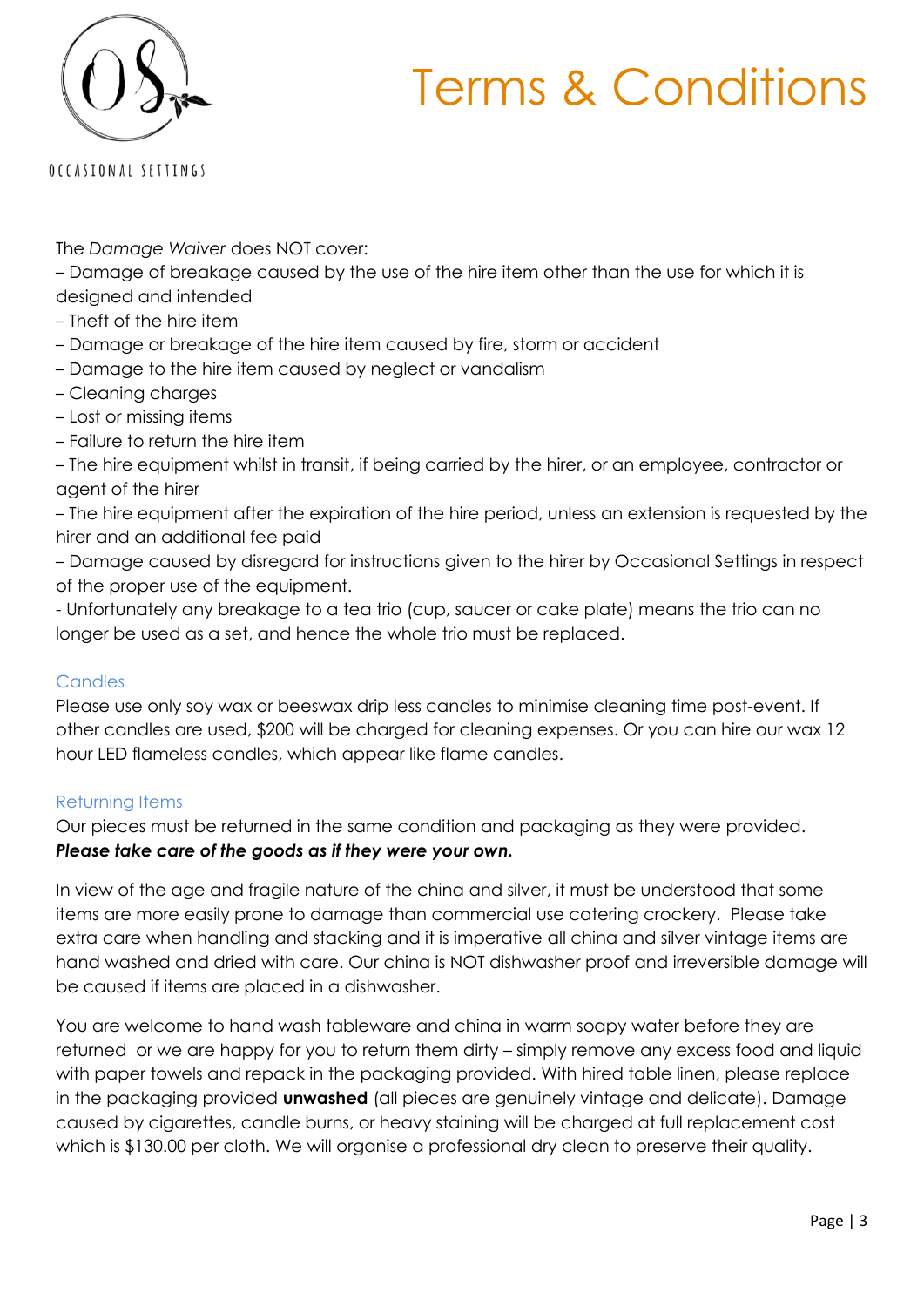# Terms & Conditions

The *Damage Waiver* does NOT cover:

– Damage of breakage caused by the use of the hire item other than the use for which it is designed and intended
– Theft of the hire item
– Damage or breakage of the hire item caused by fire, storm or accident
– Damage to the hire item caused by neglect or vandalism
– Cleaning charges
– Lost or missing items
– Failure to return the hire item
– The hire equipment whilst in transit, if being carried by the hirer, or an employee, contractor or agent of the hirer
– The hire equipment after the expiration of the hire period, unless an extension is requested by the hirer and an additional fee paid
– Damage caused by disregard for instructions given to the hirer by Occasional Settings in respect of the proper use of the equipment.
- Unfortunately any breakage to a tea trio (cup, saucer or cake plate) means the trio can no longer be used as a set, and hence the whole trio must be replaced.

## Candles

Please use only soy wax or beeswax drip less candles to minimise cleaning time post-event. If other candles are used, $200 will be charged for cleaning expenses. Or you can hire our wax 12 hour LED flameless candles, which appear like flame candles.

## Returning Items

Our pieces must be returned in the same condition and packaging as they were provided.
***Please take care of the goods as if they were your own.***

In view of the age and fragile nature of the china and silver, it must be understood that some items are more easily prone to damage than commercial use catering crockery. Please take extra care when handling and stacking and it is imperative all china and silver vintage items are hand washed and dried with care. Our china is NOT dishwasher proof and irreversible damage will be caused if items are placed in a dishwasher.

You are welcome to hand wash tableware and china in warm soapy water before they are returned or we are happy for you to return them dirty – simply remove any excess food and liquid with paper towels and repack in the packaging provided. With hired table linen, please replace in the packaging provided **unwashed** (all pieces are genuinely vintage and delicate). Damage caused by cigarettes, candle burns, or heavy staining will be charged at full replacement cost which is $130.00 per cloth. We will organise a professional dry clean to preserve their quality.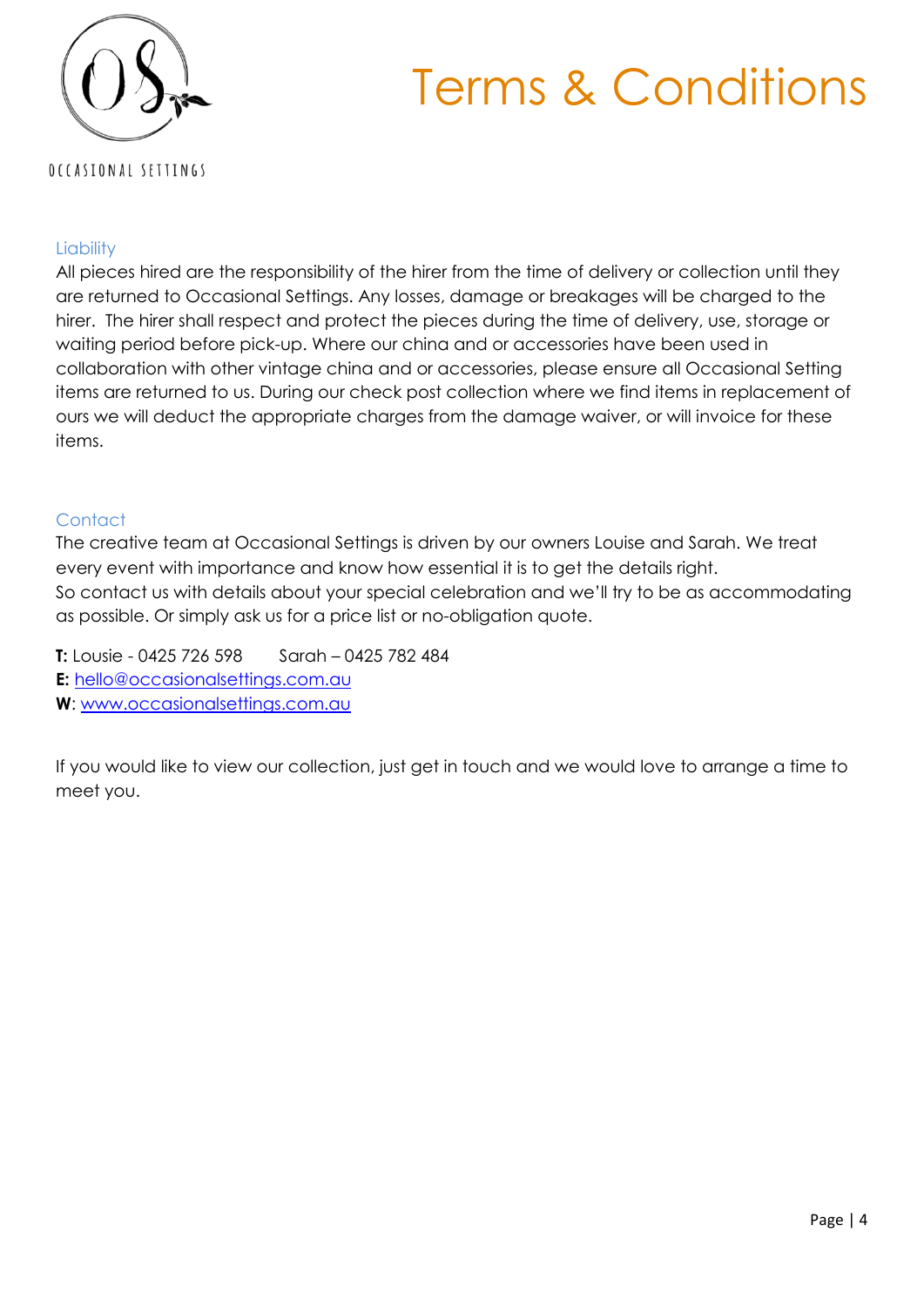OCCASIONAL SETTINGS

# Terms & Conditions

## Liability

All pieces hired are the responsibility of the hirer from the time of delivery or collection until they are returned to Occasional Settings. Any losses, damage or breakages will be charged to the hirer. The hirer shall respect and protect the pieces during the time of delivery, use, storage or waiting period before pick-up. Where our china and or accessories have been used in collaboration with other vintage china and or accessories, please ensure all Occasional Setting items are returned to us. During our check post collection where we find items in replacement of ours we will deduct the appropriate charges from the damage waiver, or will invoice for these items.

## Contact

The creative team at Occasional Settings is driven by our owners Louise and Sarah. We treat every event with importance and know how essential it is to get the details right.
So contact us with details about your special celebration and we'll try to be as accommodating as possible. Or simply ask us for a price list or no-obligation quote.

**T:** Lousie - 0425 726 598 Sarah – 0425 782 484
**E:** hello@occasionalsettings.com.au
**W**: www.occasionalsettings.com.au

If you would like to view our collection, just get in touch and we would love to arrange a time to meet you.